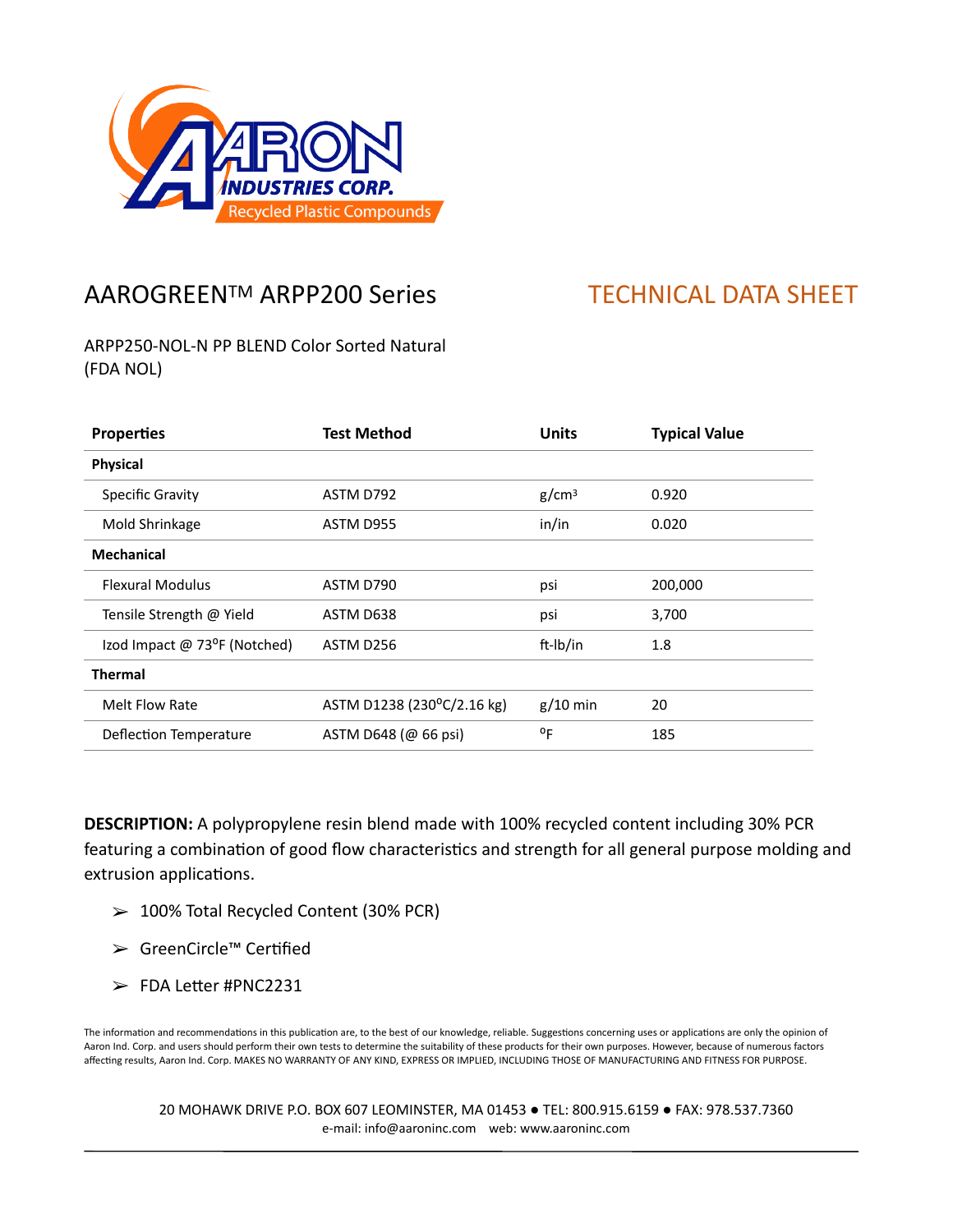AARON INDUSTRIES CORP.
Recycled Plastic Compounds

# AAROGREEN™ ARPP200 Series

## TECHNICAL DATA SHEET

ARPP250-NOL-N PP BLEND Color Sorted Natural
(FDA NOL)

| Properties | Test Method | Units | Typical Value |
|---|---|---|---|
| **Physical** | | | |
| Specific Gravity | ASTM D792 | g/cm$^3$ | 0.920 |
| Mold Shrinkage | ASTM D955 | in/in | 0.020 |
| **Mechanical** | | | |
| Flexural Modulus | ASTM D790 | psi | 200,000 |
| Tensile Strength @ Yield | ASTM D638 | psi | 3,700 |
| Izod Impact @ 73°F (Notched) | ASTM D256 | ft-lb/in | 1.8 |
| **Thermal** | | | |
| Melt Flow Rate | ASTM D1238 (230°C/2.16 kg) | g/10 min | 20 |
| Deflection Temperature | ASTM D648 (@ 66 psi) | °F | 185 |

**DESCRIPTION:** A polypropylene resin blend made with 100% recycled content including 30% PCR featuring a combination of good flow characteristics and strength for all general purpose molding and extrusion applications.

- 100% Total Recycled Content (30% PCR)
- GreenCircle™ Certified
- FDA Letter #PNC2231

The information and recommendations in this publication are, to the best of our knowledge, reliable. Suggestions concerning uses or applications are only the opinion of Aaron Ind. Corp. and users should perform their own tests to determine the suitability of these products for their own purposes. However, because of numerous factors affecting results, Aaron Ind. Corp. MAKES NO WARRANTY OF ANY KIND, EXPRESS OR IMPLIED, INCLUDING THOSE OF MANUFACTURING AND FITNESS FOR PURPOSE.

20 MOHAWK DRIVE P.O. BOX 607 LEOMINSTER, MA 01453 ● TEL: 800.915.6159 ● FAX: 978.537.7360
e-mail: info@aaroninc.com web: www.aaroninc.com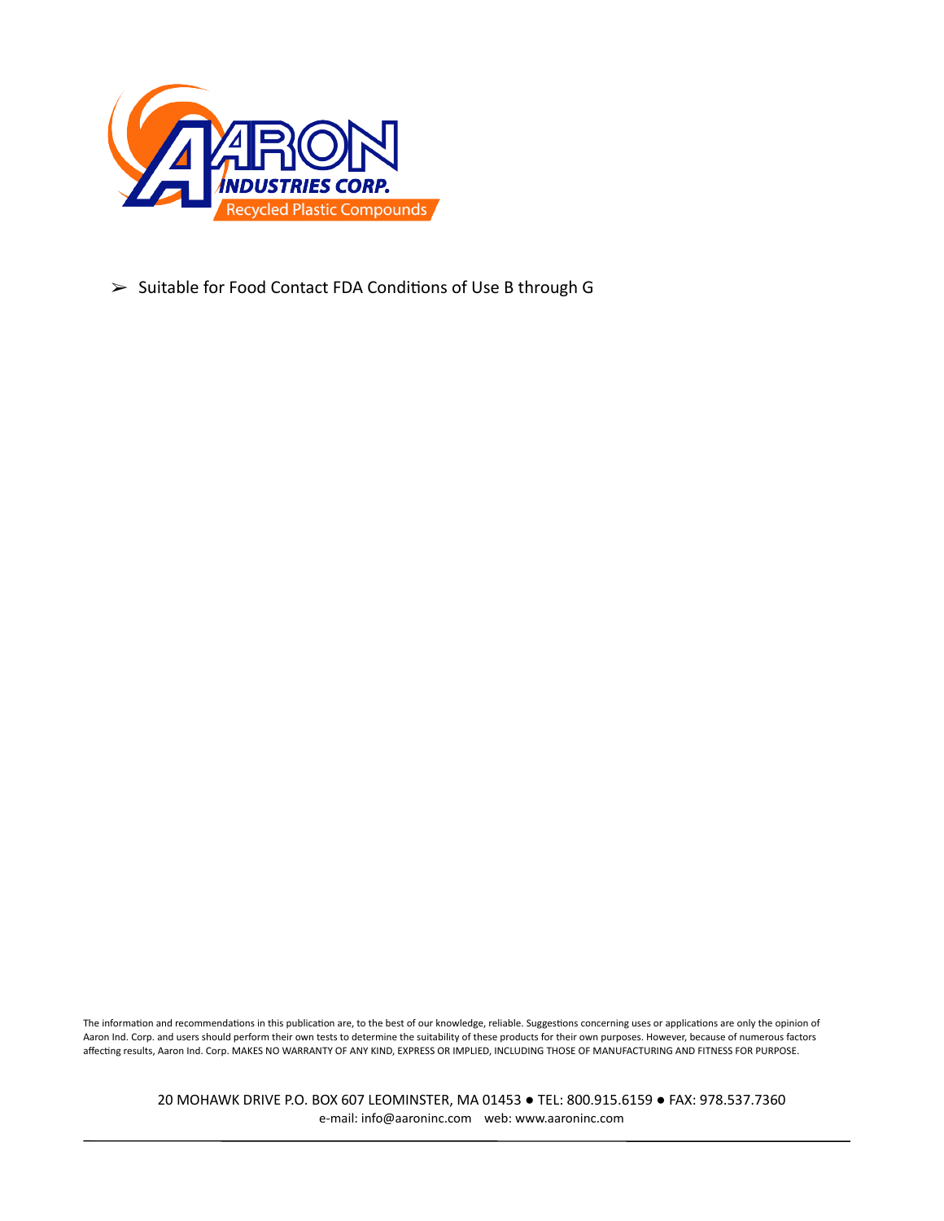- Suitable for Food Contact FDA Conditions of Use B through G

The information and recommendations in this publication are, to the best of our knowledge, reliable. Suggestions concerning uses or applications are only the opinion of Aaron Ind. Corp. and users should perform their own tests to determine the suitability of these products for their own purposes. However, because of numerous factors affecting results, Aaron Ind. Corp. MAKES NO WARRANTY OF ANY KIND, EXPRESS OR IMPLIED, INCLUDING THOSE OF MANUFACTURING AND FITNESS FOR PURPOSE.

20 MOHAWK DRIVE P.O. BOX 607 LEOMINSTER, MA 01453 ● TEL: 800.915.6159 ● FAX: 978.537.7360
e-mail: info@aaroninc.com web: www.aaroninc.com